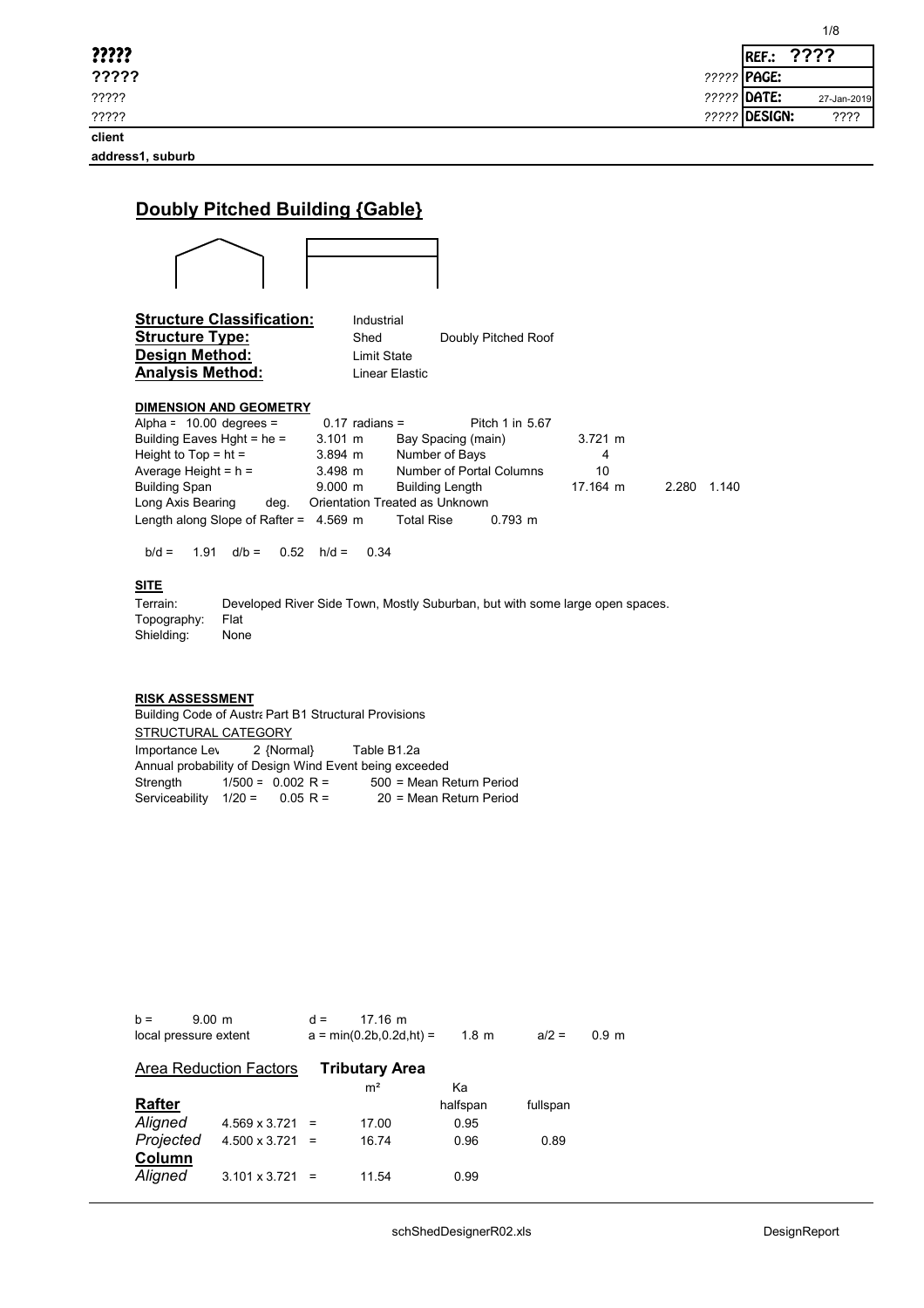| ????? | | REF.: ???? |
|---|---|---|
| ????? | ????? | PAGE: |
| ????? | ????? | DATE: 27-Jan-2019 |
| ????? | ????? | DESIGN: ???? |

**client**

**address1, suburb**

# Doubly Pitched Building {Gable}

| | | |
|---|---|---|
| **Structure Classification:** | Industrial | |
| **Structure Type:** | Shed | Doubly Pitched Roof |
| **Design Method:** | Limit State | |
| **Analysis Method:** | Linear Elastic | |

**DIMENSION AND GEOMETRY**

| | | | | | | |
|---|---|---|---|---|---|---|
| Alpha = 10.00 degrees = | 0.17 radians = | Pitch 1 in 5.67 | | | | |
| Building Eaves Hght = he = | 3.101 m | Bay Spacing (main) | 3.721 m | | | |
| Height to Top = ht = | 3.894 m | Number of Bays | 4 | | | |
| Average Height = h = | 3.498 m | Number of Portal Columns | 10 | | | |
| Building Span | 9.000 m | Building Length | 17.164 m | | 2.280 | 1.140 |
| Long Axis Bearing deg. | Orientation Treated as Unknown | | | | | |
| Length along Slope of Rafter = | 4.569 m | Total Rise | 0.793 m | | | |

b/d = 1.91 d/b = 0.52 h/d = 0.34

**SITE**

Terrain: Developed River Side Town, Mostly Suburban, but with some large open spaces.
Topography: Flat
Shielding: None

**RISK ASSESSMENT**

Building Code of Austra Part B1 Structural Provisions

STRUCTURAL CATEGORY

Importance Lev 2 {Normal} Table B1.2a

Annual probability of Design Wind Event being exceeded

| | | | |
|---|---|---|---|
| Strength | 1/500 = 0.002 | R = | 500 = Mean Return Period |
| Serviceability | 1/20 = 0.05 | R = | 20 = Mean Return Period |

b = 9.00 m d = 17.16 m

local pressure extent a = min(0.2b,0.2d,ht) = 1.8 m a/2 = 0.9 m

Area Reduction Factors **Tributary Area**

| | | | m² | Ka | |
|---|---|---|---|---|---|
| **Rafter** | | | | halfspan | fullspan |
| *Aligned* | 4.569 x 3.721 | = | 17.00 | 0.95 | |
| *Projected* | 4.500 x 3.721 | = | 16.74 | 0.96 | 0.89 |
| **Column** | | | | | |
| *Aligned* | 3.101 x 3.721 | = | 11.54 | 0.99 | |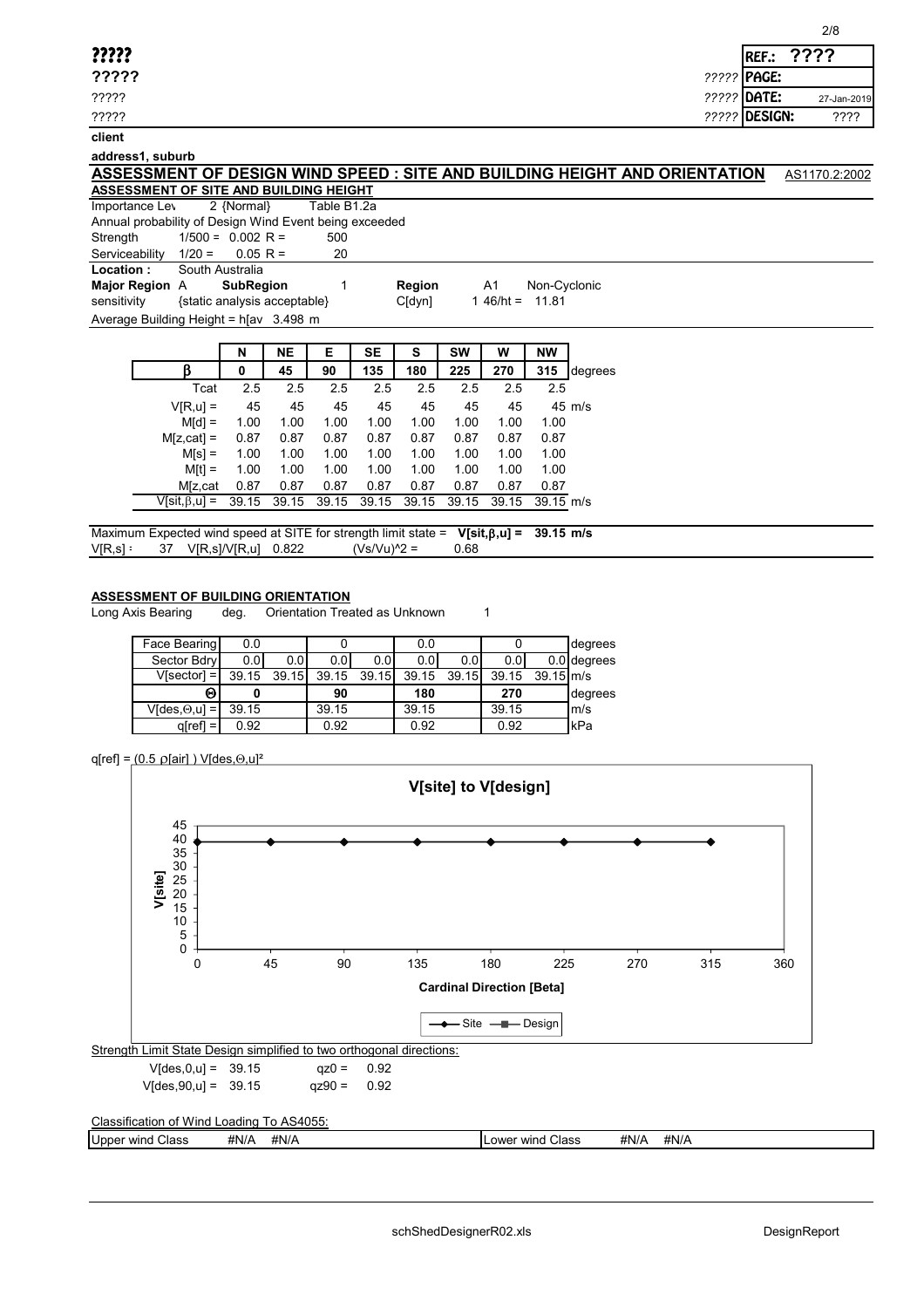?????
?????
?????
?????

| | |
|---|---|
| REF.: | ???? |
| ????? PAGE: | |
| ????? DATE: | 27-Jan-2019 |
| ????? DESIGN: | ???? |

**client**

**address1, suburb**

## ASSESSMENT OF DESIGN WIND SPEED : SITE AND BUILDING HEIGHT AND ORIENTATION

AS1170.2:2002

### ASSESSMENT OF SITE AND BUILDING HEIGHT

Importance Lev 2 {Normal} Table B1.2a

Annual probability of Design Wind Event being exceeded

Strength 1/500 = 0.002 R = 500

Serviceability 1/20 = 0.05 R = 20

**Location :** South Australia

**Major Region** A **SubRegion** 1 **Region** A1 Non-Cyclonic

sensitivity {static analysis acceptable} C[dyn] 1 46/ht = 11.81

Average Building Height = h[av 3.498 m

| | N | NE | E | SE | S | SW | W | NW | |
|---|---|---|---|---|---|---|---|---|---|
| β | 0 | 45 | 90 | 135 | 180 | 225 | 270 | 315 | degrees |
| Tcat | 2.5 | 2.5 | 2.5 | 2.5 | 2.5 | 2.5 | 2.5 | 2.5 | |
| V[R,u] = | 45 | 45 | 45 | 45 | 45 | 45 | 45 | 45 | m/s |
| M[d] = | 1.00 | 1.00 | 1.00 | 1.00 | 1.00 | 1.00 | 1.00 | 1.00 | |
| M[z,cat] = | 0.87 | 0.87 | 0.87 | 0.87 | 0.87 | 0.87 | 0.87 | 0.87 | |
| M[s] = | 1.00 | 1.00 | 1.00 | 1.00 | 1.00 | 1.00 | 1.00 | 1.00 | |
| M[t] = | 1.00 | 1.00 | 1.00 | 1.00 | 1.00 | 1.00 | 1.00 | 1.00 | |
| M[z,cat | 0.87 | 0.87 | 0.87 | 0.87 | 0.87 | 0.87 | 0.87 | 0.87 | |
| V[sit,β,u] = | 39.15 | 39.15 | 39.15 | 39.15 | 39.15 | 39.15 | 39.15 | 39.15 | m/s |

Maximum Expected wind speed at SITE for strength limit state = **V[sit,β,u] = 39.15 m/s**

V[R,s] : 37 V[R,s]/V[R,u] 0.822 (Vs/Vu)^2 = 0.68

### ASSESSMENT OF BUILDING ORIENTATION

Long Axis Bearing deg. Orientation Treated as Unknown 1

| Face Bearing | 0.0 | | 0 | | 0.0 | | 0 | | degrees |
|---|---|---|---|---|---|---|---|---|---|
| Sector Bdry | 0.0 | 0.0 | 0.0 | 0.0 | 0.0 | 0.0 | 0.0 | 0.0 | degrees |
| V[sector] = | 39.15 | 39.15 | 39.15 | 39.15 | 39.15 | 39.15 | 39.15 | 39.15 | m/s |
| Θ | 0 | | 90 | | 180 | | 270 | | degrees |
| V[des,Θ,u] = | 39.15 | | 39.15 | | 39.15 | | 39.15 | | m/s |
| q[ref] = | 0.92 | | 0.92 | | 0.92 | | 0.92 | | kPa |

q[ref] = (0.5 ρ[air] ) V[des,Θ,u]²

**V[site] to V[design]**

Strength Limit State Design simplified to two orthogonal directions:

V[des,0,u] = 39.15 qz0 = 0.92

V[des,90,u] = 39.15 qz90 = 0.92

Classification of Wind Loading To AS4055:

| Upper wind Class | #N/A | #N/A | Lower wind Class | #N/A | #N/A |
|---|---|---|---|---|---|

schShedDesignerR02.xls DesignReport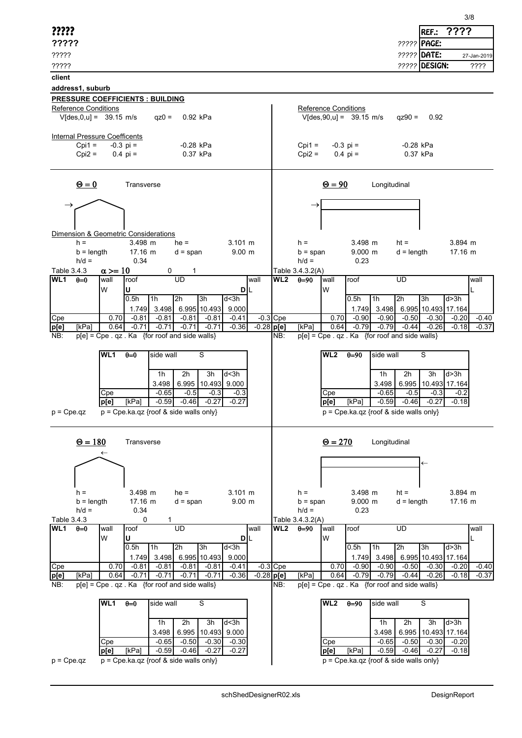?????

?????

?????

?????

| REF.: ???? |
|---|
| ????? PAGE: |
| ????? DATE: 27-Jan-2019 |
| ????? DESIGN: ???? |

**client**

**address1, suburb**

## PRESSURE COEFFICIENTS : BUILDING

### Θ = 0 / Θ = 90

Reference Conditions

V[des,0,u] = 39.15 m/s  qz0 = 0.92 kPa

Internal Pressure Coefficents

Cpi1 = -0.3 pi = -0.28 kPa

Cpi2 = 0.4 pi = 0.37 kPa

Reference Conditions

V[des,90,u] = 39.15 m/s  qz90 = 0.92

Cpi1 = -0.3 pi = -0.28 kPa

Cpi2 = 0.4 pi = 0.37 kPa

**Θ = 0** Transverse

Dimension & Geometric Considerations

h = 3.498 m  he = 3.101 m

b = length 17.16 m  d = span 9.00 m

h/d = 0.34

Table 3.4.3  α >= 10  0  1

| WL1 | θ=0 | wall | roof | | UD | | | wall |
|---|---|---|---|---|---|---|---|---|
| | | W | U | | | | D | L |
| | | | 0.5h | 1h | 2h | 3h | d<3h | |
| | | | 1.749 | 3.498 | 6.995 | 10.493 | 9.000 | |
| Cpe | | 0.70 | -0.81 | -0.81 | -0.81 | -0.81 | -0.41 | -0.3 |
| p[e] | [kPa] | 0.64 | -0.71 | -0.71 | -0.71 | -0.71 | -0.36 | -0.28 |

NB: p[e] = Cpe . qz . Ka {for roof and side walls}

| WL1 | θ=0 | side wall | | S | |
|---|---|---|---|---|---|
| | | 1h | 2h | 3h | d<3h |
| | | 3.498 | 6.995 | 10.493 | 9.000 |
| Cpe | | -0.65 | -0.5 | -0.3 | -0.3 |
| p[e] | [kPa] | -0.59 | -0.46 | -0.27 | -0.27 |

p = Cpe.qz  p = Cpe.ka.qz {roof & side walls only}

**Θ = 90** Longitudinal

h = 3.498 m  ht = 3.894 m

b = span 9.000 m  d = length 17.16 m

h/d = 0.23

Table 3.4.3.2(A)

| WL2 | θ=90 | wall | roof | | UD | | | wall |
|---|---|---|---|---|---|---|---|---|
| | | W | | | | | | L |
| | | | 0.5h | 1h | 2h | 3h | d>3h | |
| | | | 1.749 | 3.498 | 6.995 | 10.493 | 17.164 | |
| Cpe | | 0.70 | -0.90 | -0.90 | -0.50 | -0.30 | -0.20 | -0.40 |
| p[e] | [kPa] | 0.64 | -0.79 | -0.79 | -0.44 | -0.26 | -0.18 | -0.37 |

NB: p[e] = Cpe . qz . Ka {for roof and side walls}

| WL2 | θ=90 | side wall | | S | |
|---|---|---|---|---|---|
| | | 1h | 2h | 3h | d>3h |
| | | 3.498 | 6.995 | 10.493 | 17.164 |
| Cpe | | -0.65 | -0.5 | -0.3 | -0.2 |
| p[e] | [kPa] | -0.59 | -0.46 | -0.27 | -0.18 |

p = Cpe.ka.qz {roof & side walls only}

**Θ = 180** Transverse

h = 3.498 m  he = 3.101 m

b = length 17.16 m  d = span 9.00 m

h/d = 0.34

Table 3.4.3  0  1

| WL1 | θ=0 | wall | roof | | UD | | | wall |
|---|---|---|---|---|---|---|---|---|
| | | W | U | | | | D | L |
| | | | 0.5h | 1h | 2h | 3h | d<3h | |
| | | | 1.749 | 3.498 | 6.995 | 10.493 | 9.000 | |
| Cpe | | 0.70 | -0.81 | -0.81 | -0.81 | -0.81 | -0.41 | -0.3 |
| p[e] | [kPa] | 0.64 | -0.71 | -0.71 | -0.71 | -0.71 | -0.36 | -0.28 |

NB: p[e] = Cpe . qz . Ka {for roof and side walls}

| WL1 | θ=0 | side wall | | S | |
|---|---|---|---|---|---|
| | | 1h | 2h | 3h | d<3h |
| | | 3.498 | 6.995 | 10.493 | 9.000 |
| Cpe | | -0.65 | -0.50 | -0.30 | -0.30 |
| p[e] | [kPa] | -0.59 | -0.46 | -0.27 | -0.27 |

p = Cpe.qz  p = Cpe.ka.qz {roof & side walls only}

**Θ = 270** Longitudinal

h = 3.498 m  ht = 3.894 m

b = span 9.000 m  d = length 17.16 m

h/d = 0.23

Table 3.4.3.2(A)

| WL2 | θ=90 | wall | roof | | UD | | | wall |
|---|---|---|---|---|---|---|---|---|
| | | W | | | | | | L |
| | | | 0.5h | 1h | 2h | 3h | d>3h | |
| | | | 1.749 | 3.498 | 6.995 | 10.493 | 17.164 | |
| Cpe | | 0.70 | -0.90 | -0.90 | -0.50 | -0.30 | -0.20 | -0.40 |
| p[e] | [kPa] | 0.64 | -0.79 | -0.79 | -0.44 | -0.26 | -0.18 | -0.37 |

NB: p[e] = Cpe . qz . Ka {for roof and side walls}

| WL2 | θ=90 | side wall | | S | |
|---|---|---|---|---|---|
| | | 1h | 2h | 3h | d>3h |
| | | 3.498 | 6.995 | 10.493 | 17.164 |
| Cpe | | -0.65 | -0.50 | -0.30 | -0.20 |
| p[e] | [kPa] | -0.59 | -0.46 | -0.27 | -0.18 |

p = Cpe.ka.qz {roof & side walls only}

schShedDesignerR02.xls  DesignReport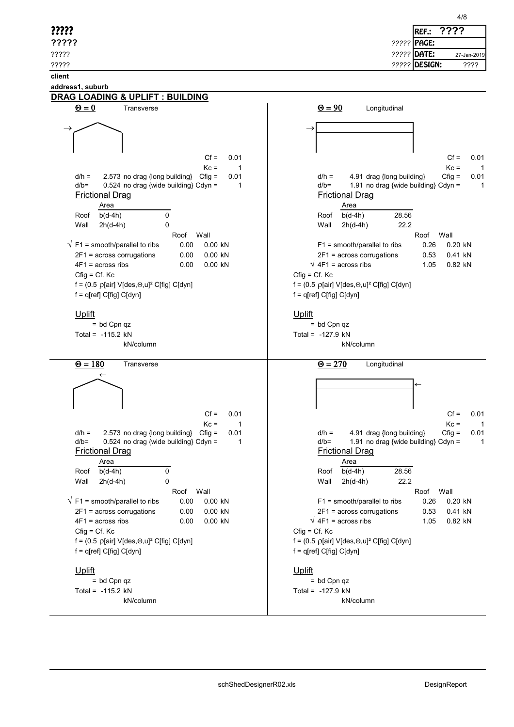?????
?????
?????
?????

| | |
|---|---|
| REF.: | ???? |
| ????? PAGE: | |
| ????? DATE: | 27-Jan-2019 |
| ????? DESIGN: | ???? |

**client**

**address1, suburb**

## DRAG LOADING & UPLIFT : BUILDING

### Θ = 0 Transverse

→

Cf = 0.01
Kc = 1
d/h = 2.573 no drag {long building} Cfig = 0.01
d/b= 0.524 no drag {wide building} Cdyn = 1

Frictional Drag

| | Area | |
|---|---|---|
| Roof | b(d-4h) | 0 |
| Wall | 2h(d-4h) | 0 |

| | Roof | Wall |
|---|---|---|
| √ F1 = smooth/parallel to ribs | 0.00 | 0.00 kN |
| 2F1 = across corrugations | 0.00 | 0.00 kN |
| 4F1 = across ribs | 0.00 | 0.00 kN |

Cfig = Cf. Kc
f = (0.5 ρ[air] V[des,Θ,u]² C[fig] C[dyn]
f = q[ref] C[fig] C[dyn]

Uplift
= bd Cpn qz
Total = -115.2 kN
kN/column

### Θ = 90 Longitudinal

→

Cf = 0.01
Kc = 1
d/h = 4.91 drag {long building} Cfig = 0.01
d/b= 1.91 no drag {wide building} Cdyn = 1

Frictional Drag

| | Area | |
|---|---|---|
| Roof | b(d-4h) | 28.56 |
| Wall | 2h(d-4h) | 22.2 |

| | Roof | Wall |
|---|---|---|
| F1 = smooth/parallel to ribs | 0.26 | 0.20 kN |
| 2F1 = across corrugations | 0.53 | 0.41 kN |
| √ 4F1 = across ribs | 1.05 | 0.82 kN |

Cfig = Cf. Kc
f = (0.5 ρ[air] V[des,Θ,u]² C[fig] C[dyn]
f = q[ref] C[fig] C[dyn]

Uplift
= bd Cpn qz
Total = -127.9 kN
kN/column

### Θ = 180 Transverse

←

Cf = 0.01
Kc = 1
d/h = 2.573 no drag {long building} Cfig = 0.01
d/b= 0.524 no drag {wide building} Cdyn = 1

Frictional Drag

| | Area | |
|---|---|---|
| Roof | b(d-4h) | 0 |
| Wall | 2h(d-4h) | 0 |

| | Roof | Wall |
|---|---|---|
| √ F1 = smooth/parallel to ribs | 0.00 | 0.00 kN |
| 2F1 = across corrugations | 0.00 | 0.00 kN |
| 4F1 = across ribs | 0.00 | 0.00 kN |

Cfig = Cf. Kc
f = (0.5 ρ[air] V[des,Θ,u]² C[fig] C[dyn]
f = q[ref] C[fig] C[dyn]

Uplift
= bd Cpn qz
Total = -115.2 kN
kN/column

### Θ = 270 Longitudinal

←

Cf = 0.01
Kc = 1
d/h = 4.91 drag {long building} Cfig = 0.01
d/b= 1.91 no drag {wide building} Cdyn = 1

Frictional Drag

| | Area | |
|---|---|---|
| Roof | b(d-4h) | 28.56 |
| Wall | 2h(d-4h) | 22.2 |

| | Roof | Wall |
|---|---|---|
| F1 = smooth/parallel to ribs | 0.26 | 0.20 kN |
| 2F1 = across corrugations | 0.53 | 0.41 kN |
| √ 4F1 = across ribs | 1.05 | 0.82 kN |

Cfig = Cf. Kc
f = (0.5 ρ[air] V[des,Θ,u]² C[fig] C[dyn]
f = q[ref] C[fig] C[dyn]

Uplift
= bd Cpn qz
Total = -127.9 kN
kN/column

schShedDesignerR02.xls DesignReport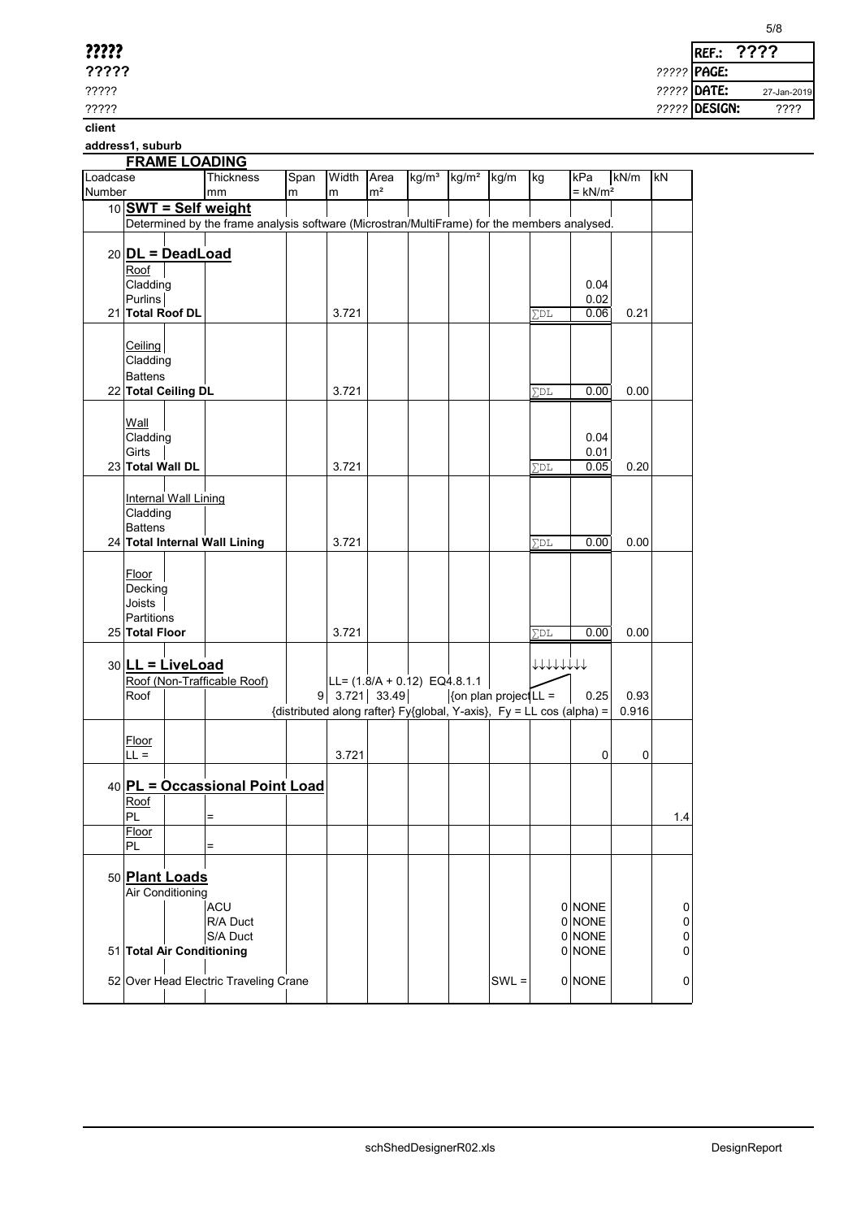**?????**
**?????**
?????
?????

| REF.: | ???? |
|---|---|
| ????? PAGE: | |
| ????? DATE: | 27-Jan-2019 |
| ????? DESIGN: | ???? |

**client**

**address1, suburb**

## FRAME LOADING

| Loadcase Number | | Thickness mm | Span m | Width m | Area m² | kg/m³ | kg/m² | kg/m | kg | kPa = kN/m² | kN/m | kN |
|---|---|---|---|---|---|---|---|---|---|---|---|---|
| 10 | **SWT = Self weight** | | | | | | | | | | | |
| | Determined by the frame analysis software (Microstran/MultiFrame) for the members analysed. | | | | | | | | | | | |
| 20 | **DL = DeadLoad** | | | | | | | | | | | |
| | Roof | | | | | | | | | | | |
| | Cladding | | | | | | | | | 0.04 | | |
| | Purlins | | | | | | | | | 0.02 | | |
| 21 | **Total Roof DL** | | | 3.721 | | | | | ∑DL | 0.06 | 0.21 | |
| | Ceiling | | | | | | | | | | | |
| | Cladding | | | | | | | | | | | |
| | Battens | | | | | | | | | | | |
| 22 | **Total Ceiling DL** | | | 3.721 | | | | | ∑DL | 0.00 | 0.00 | |
| | Wall | | | | | | | | | | | |
| | Cladding | | | | | | | | | 0.04 | | |
| | Girts | | | | | | | | | 0.01 | | |
| 23 | **Total Wall DL** | | | 3.721 | | | | | ∑DL | 0.05 | 0.20 | |
| | Internal Wall Lining | | | | | | | | | | | |
| | Cladding | | | | | | | | | | | |
| | Battens | | | | | | | | | | | |
| 24 | **Total Internal Wall Lining** | | | 3.721 | | | | | ∑DL | 0.00 | 0.00 | |
| | Floor | | | | | | | | | | | |
| | Decking | | | | | | | | | | | |
| | Joists | | | | | | | | | | | |
| | Partitions | | | | | | | | | | | |
| 25 | **Total Floor** | | | 3.721 | | | | | ∑DL | 0.00 | 0.00 | |
| 30 | **LL = LiveLoad** | | | | | | | | ↓↓↓↓↓↓↓↓ | | | |
| | Roof (Non-Trafficable Roof) | | | LL= (1.8/A + 0.12) EQ4.8.1.1 | | | | | | | | |
| | Roof | | 9 | 3.721 | 33.49 | | {on plan project | | LL = | 0.25 | 0.93 | |
| | {distributed along rafter} Fy{global, Y-axis}, Fy = LL cos (alpha) = | | | | | | | | | | 0.916 | |
| | Floor | | | | | | | | | | | |
| | LL = | | | 3.721 | | | | | | 0 | 0 | |
| 40 | **PL = Occassional Point Load** | | | | | | | | | | | |
| | Roof | | | | | | | | | | | |
| | PL | = | | | | | | | | | | 1.4 |
| | Floor | | | | | | | | | | | |
| | PL | = | | | | | | | | | | |
| 50 | **Plant Loads** | | | | | | | | | | | |
| | Air Conditioning | | | | | | | | | | | |
| | | ACU | | | | | | | 0 | NONE | | 0 |
| | | R/A Duct | | | | | | | 0 | NONE | | 0 |
| | | S/A Duct | | | | | | | 0 | NONE | | 0 |
| 51 | **Total Air Conditioning** | | | | | | | | 0 | NONE | | 0 |
| 52 | Over Head Electric Traveling Crane | | | | | | | SWL = | 0 | NONE | | 0 |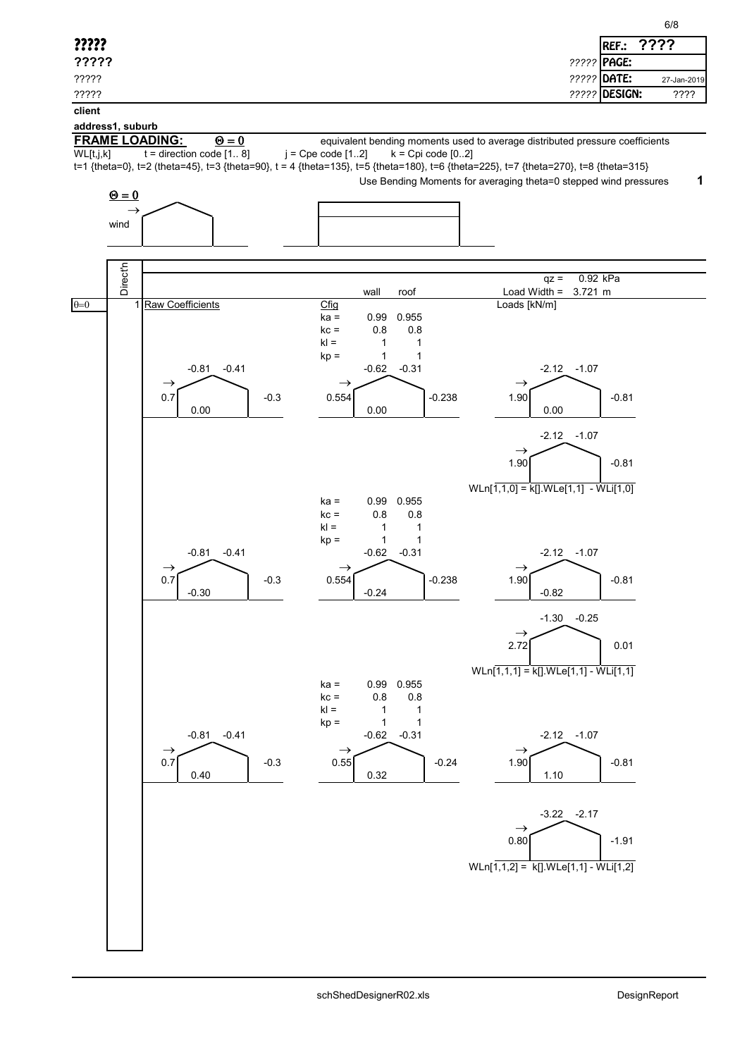**?????**

**?????**

?????

?????

| | |
|---|---|
| REF.: | ???? |
| ????? PAGE: | |
| ????? DATE: | 27-Jan-2019 |
| ????? DESIGN: | ???? |

**client**

**address1, suburb**

**FRAME LOADING:** $\Theta = 0$ equivalent bending moments used to average distributed pressure coefficients

WL[t,j,k] t = direction code [1.. 8] j = Cpe code [1..2] k = Cpi code [0..2]

t=1 {theta=0}, t=2 {theta=45}, t=3 {theta=90}, t = 4 {theta=135}, t=5 {theta=180}, t=6 {theta=225}, t=7 {theta=270}, t=8 {theta=315}

Use Bending Moments for averaging theta=0 stepped wind pressures **1**

$\Theta = 0$

→ wind

qz = 0.92 kPa

Load Width = 3.721 m

**θ=0** — Direct'n 1 — Raw Coefficients

| Cfig | wall | roof |
|---|---|---|
| ka = | 0.99 | 0.955 |
| kc = | 0.8 | 0.8 |
| kl = | 1 | 1 |
| kp = | 1 | 1 |

**Case k = 0**

| | Windward wall | Windward roof | Leeward roof | Leeward wall | Internal |
|---|---|---|---|---|---|
| Raw Coefficients | 0.7 | -0.81 | -0.41 | -0.3 | 0.00 |
| Factored Coefficients | 0.554 | -0.62 | -0.31 | -0.238 | 0.00 |
| Loads [kN/m] | 1.90 | -2.12 | -1.07 | -0.81 | 0.00 |
| Net | 1.90 | -2.12 | -1.07 | -0.81 | |

WLn[1,1,0] = k[].WLe[1,1] - WLi[1,0]

**Case k = 1**

| Cfig | wall | roof |
|---|---|---|
| ka = | 0.99 | 0.955 |
| kc = | 0.8 | 0.8 |
| kl = | 1 | 1 |
| kp = | 1 | 1 |

| | Windward wall | Windward roof | Leeward roof | Leeward wall | Internal |
|---|---|---|---|---|---|
| Raw Coefficients | 0.7 | -0.81 | -0.41 | -0.3 | -0.30 |
| Factored Coefficients | 0.554 | -0.62 | -0.31 | -0.238 | -0.24 |
| Loads [kN/m] | 1.90 | -2.12 | -1.07 | -0.81 | -0.82 |
| Net | 2.72 | -1.30 | -0.25 | 0.01 | |

WLn[1,1,1] = k[].WLe[1,1] - WLi[1,1]

**Case k = 2**

| Cfig | wall | roof |
|---|---|---|
| ka = | 0.99 | 0.955 |
| kc = | 0.8 | 0.8 |
| kl = | 1 | 1 |
| kp = | 1 | 1 |

| | Windward wall | Windward roof | Leeward roof | Leeward wall | Internal |
|---|---|---|---|---|---|
| Raw Coefficients | 0.7 | -0.81 | -0.41 | -0.3 | 0.40 |
| Factored Coefficients | 0.55 | -0.62 | -0.31 | -0.24 | 0.32 |
| Loads [kN/m] | 1.90 | -2.12 | -1.07 | -0.81 | 1.10 |
| Net | 0.80 | -3.22 | -2.17 | -1.91 | |

WLn[1,1,2] = k[].WLe[1,1] - WLi[1,2]

schShedDesignerR02.xls DesignReport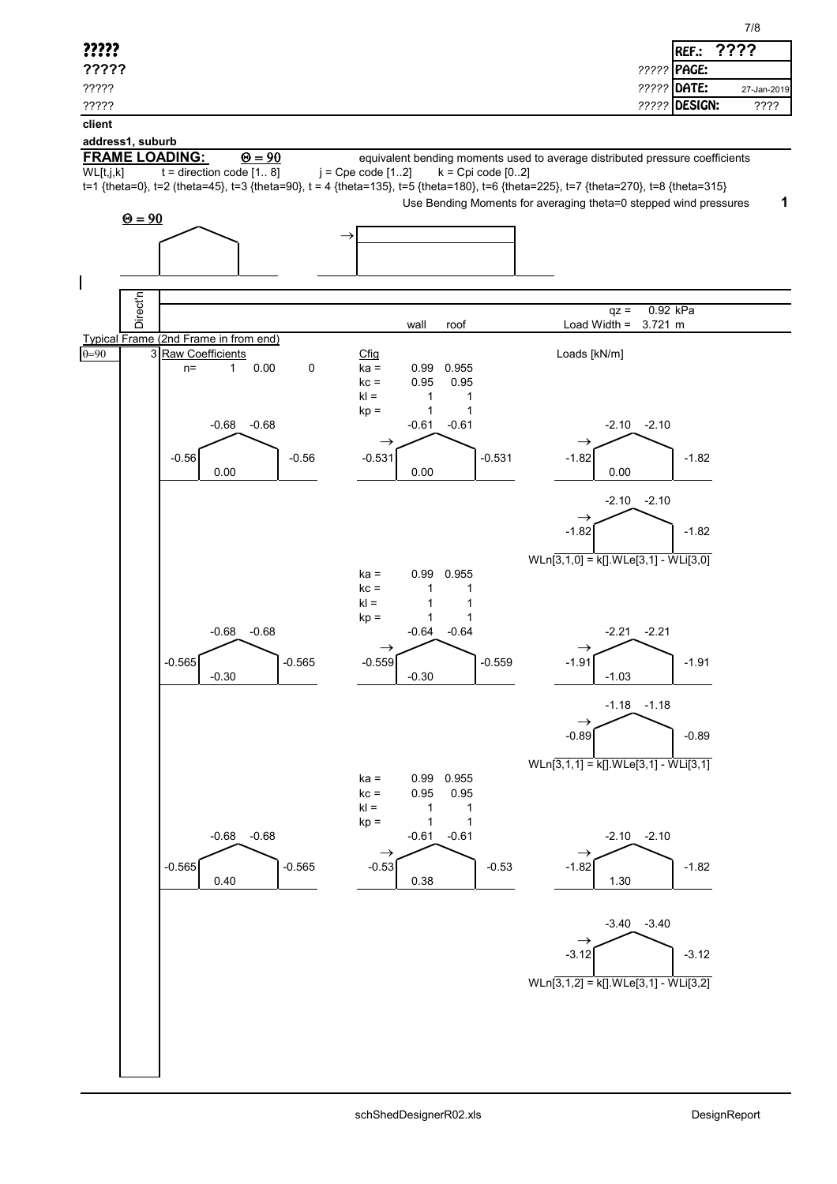**?????**
**?????**
?????
?????

| | |
|---|---|
| **REF.:** | **????** |
| ????? **PAGE:** | |
| ????? **DATE:** | 27-Jan-2019 |
| ????? **DESIGN:** | ???? |

**client**

**address1, suburb**

## FRAME LOADING: $\Theta = 90$

equivalent bending moments used to average distributed pressure coefficients

WL[t,j,k] t = direction code [1.. 8] j = Cpe code [1..2] k = Cpi code [0..2]

t=1 {theta=0}, t=2 (theta=45}, t=3 {theta=90}, t = 4 {theta=135}, t=5 {theta=180}, t=6 {theta=225}, t=7 {theta=270}, t=8 {theta=315}

Use Bending Moments for averaging theta=0 stepped wind pressures **1**

$\Theta = 90$

→

Direct'n

qz = 0.92 kPa

wall roof Load Width = 3.721 m

Typical Frame (2nd Frame in from end)

θ=90 3 Raw Coefficients

n= 1 0.00 0

| Cfig | wall | roof |
|---|---|---|
| ka = | 0.99 | 0.955 |
| kc = | 0.95 | 0.95 |
| kl = | 1 | 1 |
| kp = | 1 | 1 |

Loads [kN/m]

Raw coefficients: roof -0.68, -0.68; walls -0.56, -0.56; internal 0.00

Cfig: roof -0.61, -0.61; walls -0.531, -0.531; internal 0.00

Loads: roof -2.10, -2.10; walls -1.82, -1.82; internal 0.00

Loads: roof -2.10, -2.10; walls -1.82, -1.82

WLn[3,1,0] = k[].WLe[3,1] - WLi[3,0]

| Cfig | wall | roof |
|---|---|---|
| ka = | 0.99 | 0.955 |
| kc = | 1 | 1 |
| kl = | 1 | 1 |
| kp = | 1 | 1 |

Raw coefficients: roof -0.68, -0.68; walls -0.565, -0.565; internal -0.30

Cfig: roof -0.64, -0.64; walls -0.559, -0.559; internal -0.30

Loads: roof -2.21, -2.21; walls -1.91, -1.91; internal -1.03

Loads: roof -1.18, -1.18; walls -0.89, -0.89

WLn[3,1,1] = k[].WLe[3,1] - WLi[3,1]

| Cfig | wall | roof |
|---|---|---|
| ka = | 0.99 | 0.955 |
| kc = | 0.95 | 0.95 |
| kl = | 1 | 1 |
| kp = | 1 | 1 |

Raw coefficients: roof -0.68, -0.68; walls -0.565, -0.565; internal 0.40

Cfig: roof -0.61, -0.61; walls -0.53, -0.53; internal 0.38

Loads: roof -2.10, -2.10; walls -1.82, -1.82; internal 1.30

Loads: roof -3.40, -3.40; walls -3.12, -3.12

WLn[3,1,2] = k[].WLe[3,1] - WLi[3,2]

schShedDesignerR02.xls DesignReport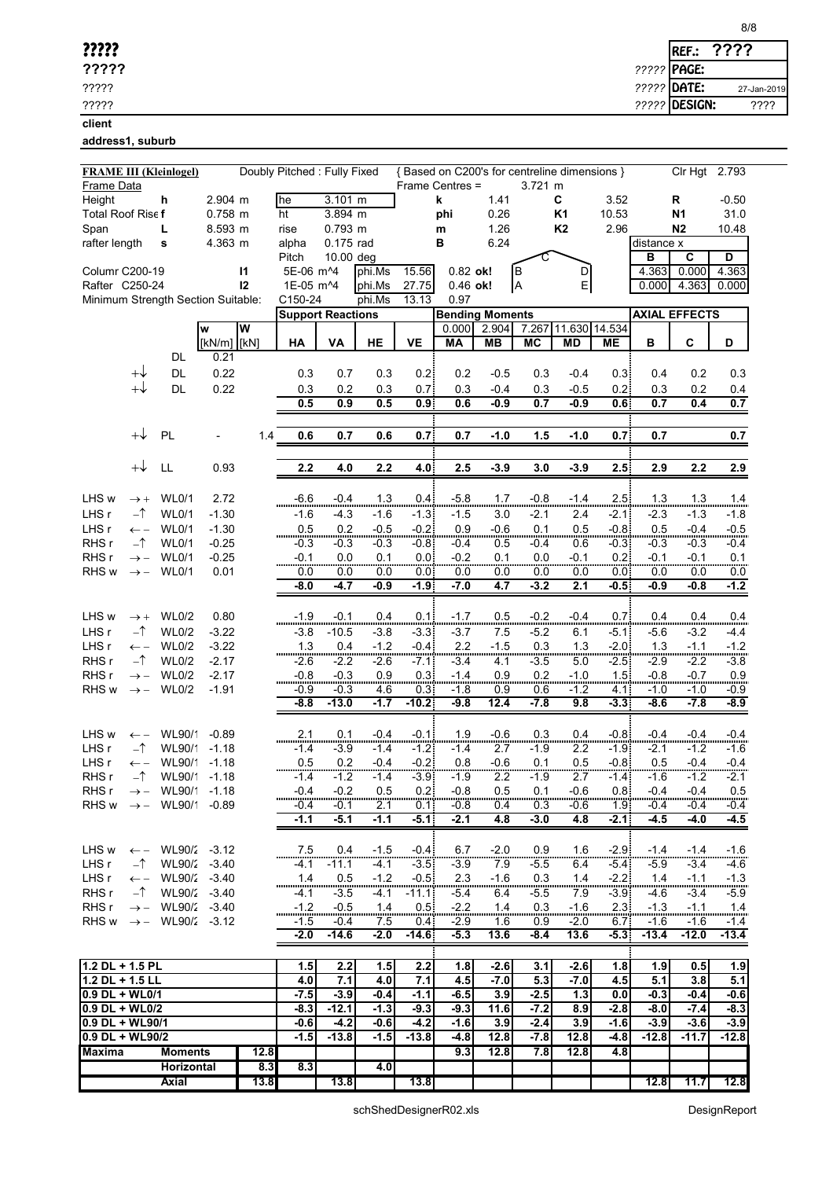?????

?????

?????

?????

| | |
|---|---|
| REF.: | ???? |
| ????? PAGE: | |
| ????? DATE: | 27-Jan-2019 |
| ????? DESIGN: | ???? |

**client**

**address1, suburb**

**FRAME III (Kleinlogel)** Doubly Pitched : Fully Fixed { Based on C200's for centreline dimensions } Clr Hgt 2.793

Frame Data

| | | | | | | | | | | | | | | |
|---|---|---|---|---|---|---|---|---|---|---|---|---|---|---|
| Height | h | 2.904 m | he | 3.101 m | | Frame Centres = | | 3.721 m | | | | | | |
| Total Roof Rise | f | 0.758 m | ht | 3.894 m | | k | 1.41 | C | 3.52 | | R | -0.50 | | |
| Span | L | 8.593 m | rise | 0.793 m | | phi | 0.26 | K1 | 10.53 | | N1 | 31.0 | | |
| rafter length | s | 4.363 m | alpha | 0.175 rad | | m | 1.26 | K2 | 2.96 | | N2 | 10.48 | | |
| | | | Pitch | 10.00 deg | | B | 6.24 | | | | distance x | | | |
| Columr C200-19 | | I1 | 5E-06 m^4 | phi.Ms | 15.56 | 0.82 ok! | | | | | B | C | D | |
| Rafter C250-24 | | I2 | 1E-05 m^4 | phi.Ms | 27.75 | 0.46 ok! | | | | | 4.363 | 0.000 | 4.363 | |
| Minimum Strength Section Suitable: | | | C150-24 | phi.Ms | 13.13 | 0.97 | | | | | 0.000 | 4.363 | 0.000 | |

| | | | w [kN/m] | W [kN] | HA | VA | HE | VE | MA (0.000) | MB (2.904) | MC (7.267) | MD (11.630) | ME (14.534) | B | C | D |
|---|---|---|---|---|---|---|---|---|---|---|---|---|---|---|---|---|
| | | | | | **Support Reactions** | | | | **Bending Moments** | | | | | **AXIAL EFFECTS** | | |
| | | DL | 0.21 | | | | | | | | | | | | | |
| | +↓ | DL | 0.22 | | 0.3 | 0.7 | 0.3 | 0.2 | 0.2 | -0.5 | 0.3 | -0.4 | 0.3 | 0.4 | 0.2 | 0.3 |
| | +↓ | DL | 0.22 | | 0.3 | 0.2 | 0.3 | 0.7 | 0.3 | -0.4 | 0.3 | -0.5 | 0.2 | 0.3 | 0.2 | 0.4 |
| | | | | | **0.5** | **0.9** | **0.5** | **0.9** | **0.6** | **-0.9** | **0.7** | **-0.9** | **0.6** | **0.7** | **0.4** | **0.7** |
| | +↓ | PL | - | 1.4 | **0.6** | **0.7** | **0.6** | **0.7** | **0.7** | **-1.0** | **1.5** | **-1.0** | **0.7** | **0.7** | | **0.7** |
| | +↓ | LL | 0.93 | | **2.2** | **4.0** | **2.2** | **4.0** | **2.5** | **-3.9** | **3.0** | **-3.9** | **2.5** | **2.9** | **2.2** | **2.9** |
| LHS w | →+ | WL0/1 | 2.72 | | -6.6 | -0.4 | 1.3 | 0.4 | -5.8 | 1.7 | -0.8 | -1.4 | 2.5 | 1.3 | 1.3 | 1.4 |
| LHS r | –↑ | WL0/1 | -1.30 | | -1.6 | -4.3 | -1.6 | -1.3 | -1.5 | 3.0 | -2.1 | 2.4 | -2.1 | -2.3 | -1.3 | -1.8 |
| LHS r | ←– | WL0/1 | -1.30 | | 0.5 | 0.2 | -0.5 | -0.2 | 0.9 | -0.6 | 0.1 | 0.5 | -0.8 | 0.5 | -0.4 | -0.5 |
| RHS r | –↑ | WL0/1 | -0.25 | | -0.3 | -0.3 | -0.3 | -0.8 | -0.4 | 0.5 | -0.4 | 0.6 | -0.3 | -0.3 | -0.3 | -0.4 |
| RHS r | →– | WL0/1 | -0.25 | | -0.1 | 0.0 | 0.1 | 0.0 | -0.2 | 0.1 | 0.0 | -0.1 | 0.2 | -0.1 | -0.1 | 0.1 |
| RHS w | →– | WL0/1 | 0.01 | | 0.0 | 0.0 | 0.0 | 0.0 | 0.0 | 0.0 | 0.0 | 0.0 | 0.0 | 0.0 | 0.0 | 0.0 |
| | | | | | **-8.0** | **-4.7** | **-0.9** | **-1.9** | **-7.0** | **4.7** | **-3.2** | **2.1** | **-0.5** | **-0.9** | **-0.8** | **-1.2** |
| LHS w | →+ | WL0/2 | 0.80 | | -1.9 | -0.1 | 0.4 | 0.1 | -1.7 | 0.5 | -0.2 | -0.4 | 0.7 | 0.4 | 0.4 | 0.4 |
| LHS r | –↑ | WL0/2 | -3.22 | | -3.8 | -10.5 | -3.8 | -3.3 | -3.7 | 7.5 | -5.2 | 6.1 | -5.1 | -5.6 | -3.2 | -4.4 |
| LHS r | ←– | WL0/2 | -3.22 | | 1.3 | 0.4 | -1.2 | -0.4 | 2.2 | -1.5 | 0.3 | 1.3 | -2.0 | 1.3 | -1.1 | -1.2 |
| RHS r | –↑ | WL0/2 | -2.17 | | -2.6 | -2.2 | -2.6 | -7.1 | -3.4 | 4.1 | -3.5 | 5.0 | -2.5 | -2.9 | -2.2 | -3.8 |
| RHS r | →– | WL0/2 | -2.17 | | -0.8 | -0.3 | 0.9 | 0.3 | -1.4 | 0.9 | 0.2 | -1.0 | 1.5 | -0.8 | -0.7 | 0.9 |
| RHS w | →– | WL0/2 | -1.91 | | -0.9 | -0.3 | 4.6 | 0.3 | -1.8 | 0.9 | 0.6 | -1.2 | 4.1 | -1.0 | -1.0 | -0.9 |
| | | | | | **-8.8** | **-13.0** | **-1.7** | **-10.2** | **-9.8** | **12.4** | **-7.8** | **9.8** | **-3.3** | **-8.6** | **-7.8** | **-8.9** |
| LHS w | ←– | WL90/1 | -0.89 | | 2.1 | 0.1 | -0.4 | -0.1 | 1.9 | -0.6 | 0.3 | 0.4 | -0.8 | -0.4 | -0.4 | -0.4 |
| LHS r | –↑ | WL90/1 | -1.18 | | -1.4 | -3.9 | -1.4 | -1.2 | -1.4 | 2.7 | -1.9 | 2.2 | -1.9 | -2.1 | -1.2 | -1.6 |
| LHS r | ←– | WL90/1 | -1.18 | | 0.5 | 0.2 | -0.4 | -0.2 | 0.8 | -0.6 | 0.1 | 0.5 | -0.8 | 0.5 | -0.4 | -0.4 |
| RHS r | –↑ | WL90/1 | -1.18 | | -1.4 | -1.2 | -1.4 | -3.9 | -1.9 | 2.2 | -1.9 | 2.7 | -1.4 | -1.6 | -1.2 | -2.1 |
| RHS r | →– | WL90/1 | -1.18 | | -0.4 | -0.2 | 0.5 | 0.2 | -0.8 | 0.5 | 0.1 | -0.6 | 0.8 | -0.4 | -0.4 | 0.5 |
| RHS w | →– | WL90/1 | -0.89 | | -0.4 | -0.1 | 2.1 | 0.1 | -0.8 | 0.4 | 0.3 | -0.6 | 1.9 | -0.4 | -0.4 | -0.4 |
| | | | | | **-1.1** | **-5.1** | **-1.1** | **-5.1** | **-2.1** | **4.8** | **-3.0** | **4.8** | **-2.1** | **-4.5** | **-4.0** | **-4.5** |
| LHS w | ←– | WL90/2 | -3.12 | | 7.5 | 0.4 | -1.5 | -0.4 | 6.7 | -2.0 | 0.9 | 1.6 | -2.9 | -1.4 | -1.4 | -1.6 |
| LHS r | –↑ | WL90/2 | -3.40 | | -4.1 | -11.1 | -4.1 | -3.5 | -3.9 | 7.9 | -5.5 | 6.4 | -5.4 | -5.9 | -3.4 | -4.6 |
| LHS r | ←– | WL90/2 | -3.40 | | 1.4 | 0.5 | -1.2 | -0.5 | 2.3 | -1.6 | 0.3 | 1.4 | -2.2 | 1.4 | -1.1 | -1.3 |
| RHS r | –↑ | WL90/2 | -3.40 | | -4.1 | -3.5 | -4.1 | -11.1 | -5.4 | 6.4 | -5.5 | 7.9 | -3.9 | -4.6 | -3.4 | -5.9 |
| RHS r | →– | WL90/2 | -3.40 | | -1.2 | -0.5 | 1.4 | 0.5 | -2.2 | 1.4 | 0.3 | -1.6 | 2.3 | -1.3 | -1.1 | 1.4 |
| RHS w | →– | WL90/2 | -3.12 | | -1.5 | -0.4 | 7.5 | 0.4 | -2.9 | 1.6 | 0.9 | -2.0 | 6.7 | -1.6 | -1.6 | -1.4 |
| | | | | | **-2.0** | **-14.6** | **-2.0** | **-14.6** | **-5.3** | **13.6** | **-8.4** | **13.6** | **-5.3** | **-13.4** | **-12.0** | **-13.4** |
| **1.2 DL + 1.5 PL** | | | | | **1.5** | **2.2** | **1.5** | **2.2** | **1.8** | **-2.6** | **3.1** | **-2.6** | **1.8** | **1.9** | **0.5** | **1.9** |
| **1.2 DL + 1.5 LL** | | | | | **4.0** | **7.1** | **4.0** | **7.1** | **4.5** | **-7.0** | **5.3** | **-7.0** | **4.5** | **5.1** | **3.8** | **5.1** |
| **0.9 DL + WL0/1** | | | | | **-7.5** | **-3.9** | **-0.4** | **-1.1** | **-6.5** | **3.9** | **-2.5** | **1.3** | **0.0** | **-0.3** | **-0.4** | **-0.6** |
| **0.9 DL + WL0/2** | | | | | **-8.3** | **-12.1** | **-1.3** | **-9.3** | **-9.3** | **11.6** | **-7.2** | **8.9** | **-2.8** | **-8.0** | **-7.4** | **-8.3** |
| **0.9 DL + WL90/1** | | | | | **-0.6** | **-4.2** | **-0.6** | **-4.2** | **-1.6** | **3.9** | **-2.4** | **3.9** | **-1.6** | **-3.9** | **-3.6** | **-3.9** |
| **0.9 DL + WL90/2** | | | | | **-1.5** | **-13.8** | **-1.5** | **-13.8** | **-4.8** | **12.8** | **-7.8** | **12.8** | **-4.8** | **-12.8** | **-11.7** | **-12.8** |
| **Maxima** | **Moments** | | | **12.8** | | | | | **9.3** | **12.8** | **7.8** | **12.8** | **4.8** | | | |
| | **Horizontal** | | | **8.3** | **8.3** | | **4.0** | | | | | | | | | |
| | **Axial** | | | **13.8** | | **13.8** | | **13.8** | | | | | | **12.8** | **11.7** | **12.8** |

schShedDesignerR02.xls DesignReport